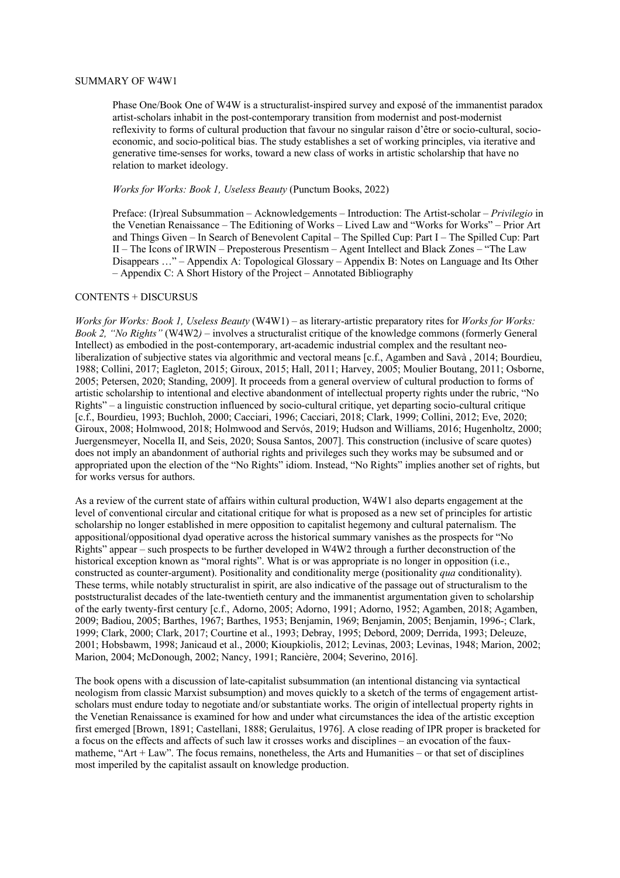SUMMARY OF W4W1

> Phase One/Book One of W4W is a structuralist-inspired survey and exposé of the immanentist paradox artist-scholars inhabit in the post-contemporary transition from modernist and post-modernist reflexivity to forms of cultural production that favour no singular raison d'être or socio-cultural, socio-economic, and socio-political bias. The study establishes a set of working principles, via iterative and generative time-senses for works, toward a new class of works in artistic scholarship that have no relation to market ideology.
>
> *Works for Works: Book 1, Useless Beauty* (Punctum Books, 2022)
>
> Preface: (Ir)real Subsummation – Acknowledgements – Introduction: The Artist-scholar – *Privilegio* in the Venetian Renaissance – The Editioning of Works – Lived Law and "Works for Works" – Prior Art and Things Given – In Search of Benevolent Capital – The Spilled Cup: Part I – The Spilled Cup: Part II – The Icons of IRWIN – Preposterous Presentism – Agent Intellect and Black Zones – "The Law Disappears …" – Appendix A: Topological Glossary – Appendix B: Notes on Language and Its Other – Appendix C: A Short History of the Project – Annotated Bibliography

CONTENTS + DISCURSUS

*Works for Works: Book 1, Useless Beauty* (W4W1) – as literary-artistic preparatory rites for *Works for Works: Book 2, "No Rights"* (W4W2) – involves a structuralist critique of the knowledge commons (formerly General Intellect) as embodied in the post-contemporary, art-academic industrial complex and the resultant neo-liberalization of subjective states via algorithmic and vectoral means [c.f., Agamben and Savà , 2014; Bourdieu, 1988; Collini, 2017; Eagleton, 2015; Giroux, 2015; Hall, 2011; Harvey, 2005; Moulier Boutang, 2011; Osborne, 2005; Petersen, 2020; Standing, 2009]. It proceeds from a general overview of cultural production to forms of artistic scholarship to intentional and elective abandonment of intellectual property rights under the rubric, "No Rights" – a linguistic construction influenced by socio-cultural critique, yet departing socio-cultural critique [c.f., Bourdieu, 1993; Buchloh, 2000; Cacciari, 1996; Cacciari, 2018; Clark, 1999; Collini, 2012; Eve, 2020; Giroux, 2008; Holmwood, 2018; Holmwood and Servós, 2019; Hudson and Williams, 2016; Hugenholtz, 2000; Juergensmeyer, Nocella II, and Seis, 2020; Sousa Santos, 2007]. This construction (inclusive of scare quotes) does not imply an abandonment of authorial rights and privileges such they works may be subsumed and or appropriated upon the election of the "No Rights" idiom. Instead, "No Rights" implies another set of rights, but for works versus for authors.

As a review of the current state of affairs within cultural production, W4W1 also departs engagement at the level of conventional circular and citational critique for what is proposed as a new set of principles for artistic scholarship no longer established in mere opposition to capitalist hegemony and cultural paternalism. The appositional/oppositional dyad operative across the historical summary vanishes as the prospects for "No Rights" appear – such prospects to be further developed in W4W2 through a further deconstruction of the historical exception known as "moral rights". What is or was appropriate is no longer in opposition (i.e., constructed as counter-argument). Positionality and conditionality merge (positionality *qua* conditionality). These terms, while notably structuralist in spirit, are also indicative of the passage out of structuralism to the poststructuralist decades of the late-twentieth century and the immanentist argumentation given to scholarship of the early twenty-first century [c.f., Adorno, 2005; Adorno, 1991; Adorno, 1952; Agamben, 2018; Agamben, 2009; Badiou, 2005; Barthes, 1967; Barthes, 1953; Benjamin, 1969; Benjamin, 2005; Benjamin, 1996-; Clark, 1999; Clark, 2000; Clark, 2017; Courtine et al., 1993; Debray, 1995; Debord, 2009; Derrida, 1993; Deleuze, 2001; Hobsbawm, 1998; Janicaud et al., 2000; Kioupkiolis, 2012; Levinas, 2003; Levinas, 1948; Marion, 2002; Marion, 2004; McDonough, 2002; Nancy, 1991; Rancière, 2004; Severino, 2016].

The book opens with a discussion of late-capitalist subsummation (an intentional distancing via syntactical neologism from classic Marxist subsumption) and moves quickly to a sketch of the terms of engagement artist-scholars must endure today to negotiate and/or substantiate works. The origin of intellectual property rights in the Venetian Renaissance is examined for how and under what circumstances the idea of the artistic exception first emerged [Brown, 1891; Castellani, 1888; Gerulaitus, 1976]. A close reading of IPR proper is bracketed for a focus on the effects and affects of such law it crosses works and disciplines – an evocation of the faux-matheme, "Art + Law". The focus remains, nonetheless, the Arts and Humanities – or that set of disciplines most imperiled by the capitalist assault on knowledge production.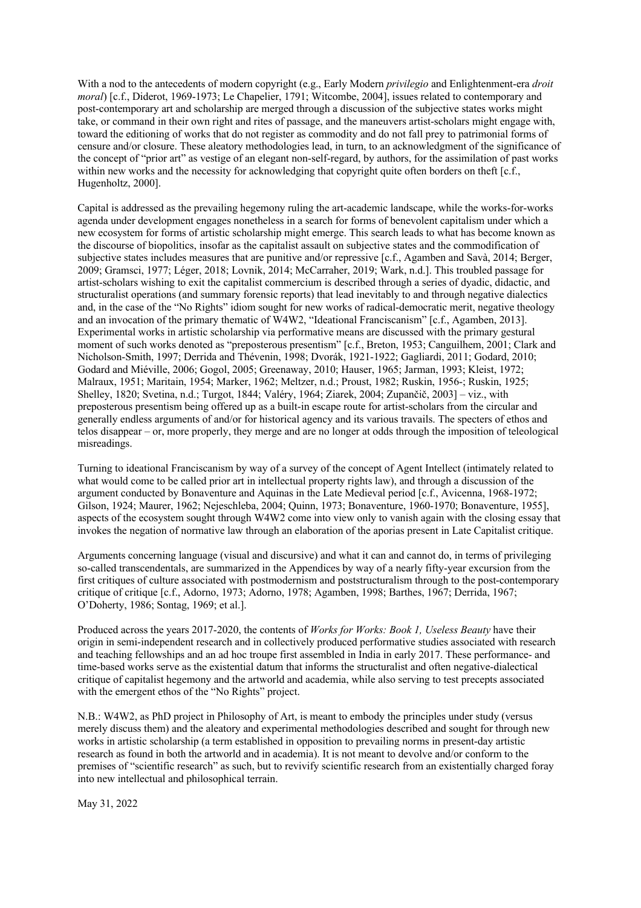With a nod to the antecedents of modern copyright (e.g., Early Modern *privilegio* and Enlightenment-era *droit moral*) [c.f., Diderot, 1969-1973; Le Chapelier, 1791; Witcombe, 2004], issues related to contemporary and post-contemporary art and scholarship are merged through a discussion of the subjective states works might take, or command in their own right and rites of passage, and the maneuvers artist-scholars might engage with, toward the editioning of works that do not register as commodity and do not fall prey to patrimonial forms of censure and/or closure. These aleatory methodologies lead, in turn, to an acknowledgment of the significance of the concept of "prior art" as vestige of an elegant non-self-regard, by authors, for the assimilation of past works within new works and the necessity for acknowledging that copyright quite often borders on theft [c.f., Hugenholtz, 2000].

Capital is addressed as the prevailing hegemony ruling the art-academic landscape, while the works-for-works agenda under development engages nonetheless in a search for forms of benevolent capitalism under which a new ecosystem for forms of artistic scholarship might emerge. This search leads to what has become known as the discourse of biopolitics, insofar as the capitalist assault on subjective states and the commodification of subjective states includes measures that are punitive and/or repressive [c.f., Agamben and Savà, 2014; Berger, 2009; Gramsci, 1977; Léger, 2018; Lovnik, 2014; McCarraher, 2019; Wark, n.d.]. This troubled passage for artist-scholars wishing to exit the capitalist commercium is described through a series of dyadic, didactic, and structuralist operations (and summary forensic reports) that lead inevitably to and through negative dialectics and, in the case of the "No Rights" idiom sought for new works of radical-democratic merit, negative theology and an invocation of the primary thematic of W4W2, "Ideational Franciscanism" [c.f., Agamben, 2013]. Experimental works in artistic scholarship via performative means are discussed with the primary gestural moment of such works denoted as "preposterous presentism" [c.f., Breton, 1953; Canguilhem, 2001; Clark and Nicholson-Smith, 1997; Derrida and Thévenin, 1998; Dvorák, 1921-1922; Gagliardi, 2011; Godard, 2010; Godard and Miéville, 2006; Gogol, 2005; Greenaway, 2010; Hauser, 1965; Jarman, 1993; Kleist, 1972; Malraux, 1951; Maritain, 1954; Marker, 1962; Meltzer, n.d.; Proust, 1982; Ruskin, 1956-; Ruskin, 1925; Shelley, 1820; Svetina, n.d.; Turgot, 1844; Valéry, 1964; Ziarek, 2004; Zupančič, 2003] – viz., with preposterous presentism being offered up as a built-in escape route for artist-scholars from the circular and generally endless arguments of and/or for historical agency and its various travails. The specters of ethos and telos disappear – or, more properly, they merge and are no longer at odds through the imposition of teleological misreadings.

Turning to ideational Franciscanism by way of a survey of the concept of Agent Intellect (intimately related to what would come to be called prior art in intellectual property rights law), and through a discussion of the argument conducted by Bonaventure and Aquinas in the Late Medieval period [c.f., Avicenna, 1968-1972; Gilson, 1924; Maurer, 1962; Nejeschleba, 2004; Quinn, 1973; Bonaventure, 1960-1970; Bonaventure, 1955], aspects of the ecosystem sought through W4W2 come into view only to vanish again with the closing essay that invokes the negation of normative law through an elaboration of the aporias present in Late Capitalist critique.

Arguments concerning language (visual and discursive) and what it can and cannot do, in terms of privileging so-called transcendentals, are summarized in the Appendices by way of a nearly fifty-year excursion from the first critiques of culture associated with postmodernism and poststructuralism through to the post-contemporary critique of critique [c.f., Adorno, 1973; Adorno, 1978; Agamben, 1998; Barthes, 1967; Derrida, 1967; O'Doherty, 1986; Sontag, 1969; et al.].

Produced across the years 2017-2020, the contents of *Works for Works: Book 1, Useless Beauty* have their origin in semi-independent research and in collectively produced performative studies associated with research and teaching fellowships and an ad hoc troupe first assembled in India in early 2017. These performance- and time-based works serve as the existential datum that informs the structuralist and often negative-dialectical critique of capitalist hegemony and the artworld and academia, while also serving to test precepts associated with the emergent ethos of the "No Rights" project.

N.B.: W4W2, as PhD project in Philosophy of Art, is meant to embody the principles under study (versus merely discuss them) and the aleatory and experimental methodologies described and sought for through new works in artistic scholarship (a term established in opposition to prevailing norms in present-day artistic research as found in both the artworld and in academia). It is not meant to devolve and/or conform to the premises of "scientific research" as such, but to revivify scientific research from an existentially charged foray into new intellectual and philosophical terrain.

May 31, 2022